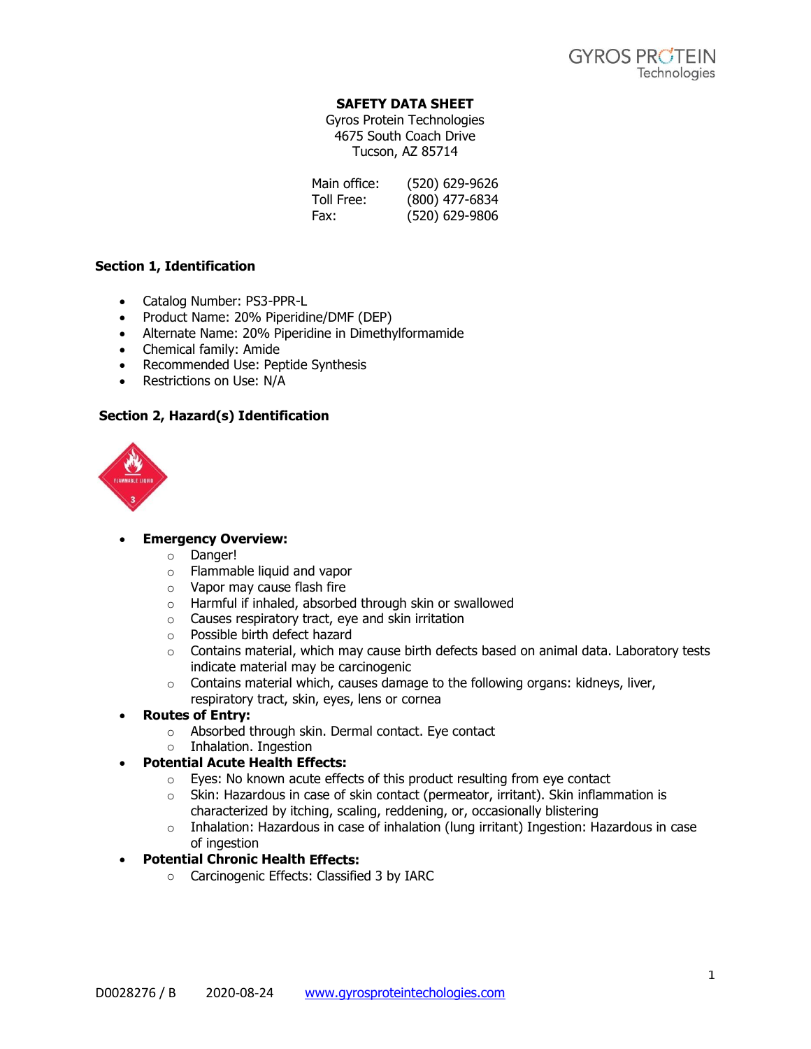# SAFETY DATA SHEET

Gyros Protein Technologies
4675 South Coach Drive
Tucson, AZ 85714

Main office: (520) 629-9626
Toll Free: (800) 477-6834
Fax: (520) 629-9806

## Section 1, Identification

- Catalog Number: PS3-PPR-L
- Product Name: 20% Piperidine/DMF (DEP)
- Alternate Name: 20% Piperidine in Dimethylformamide
- Chemical family: Amide
- Recommended Use: Peptide Synthesis
- Restrictions on Use: N/A

## Section 2, Hazard(s) Identification

- **Emergency Overview:**
  - Danger!
  - Flammable liquid and vapor
  - Vapor may cause flash fire
  - Harmful if inhaled, absorbed through skin or swallowed
  - Causes respiratory tract, eye and skin irritation
  - Possible birth defect hazard
  - Contains material, which may cause birth defects based on animal data. Laboratory tests indicate material may be carcinogenic
  - Contains material which, causes damage to the following organs: kidneys, liver, respiratory tract, skin, eyes, lens or cornea
- **Routes of Entry:**
  - Absorbed through skin. Dermal contact. Eye contact
  - Inhalation. Ingestion
- **Potential Acute Health Effects:**
  - Eyes: No known acute effects of this product resulting from eye contact
  - Skin: Hazardous in case of skin contact (permeator, irritant). Skin inflammation is characterized by itching, scaling, reddening, or, occasionally blistering
  - Inhalation: Hazardous in case of inhalation (lung irritant) Ingestion: Hazardous in case of ingestion
- **Potential Chronic Health Effects:**
  - Carcinogenic Effects: Classified 3 by IARC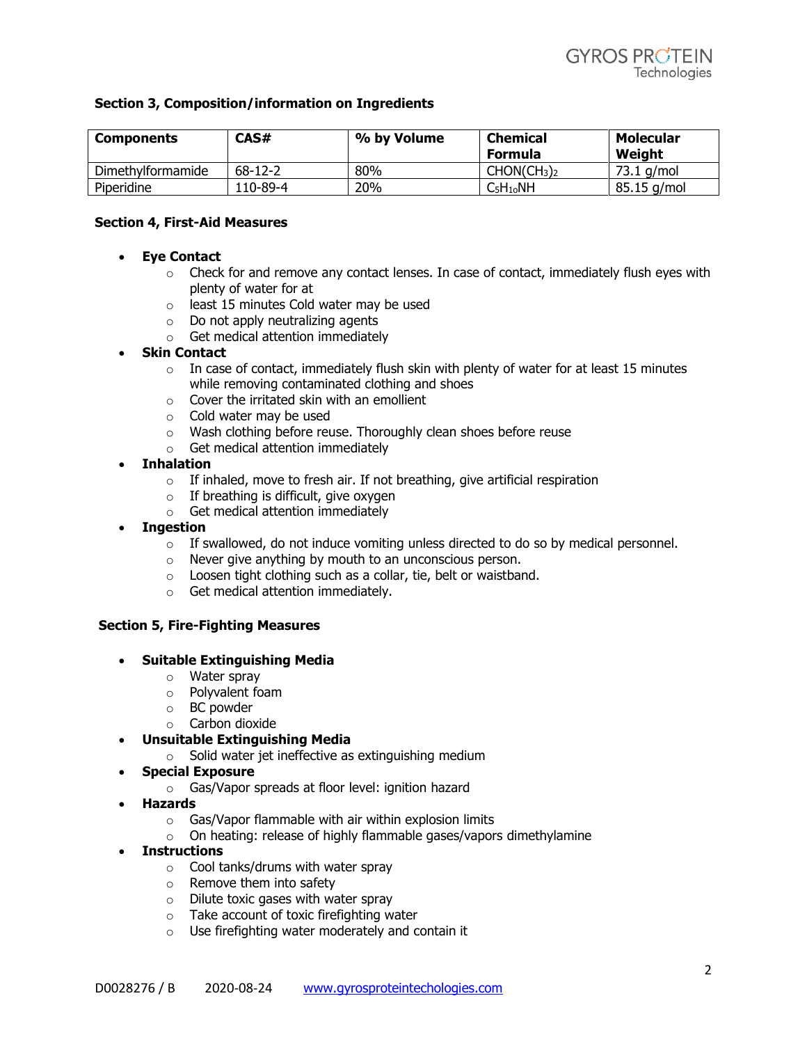## Section 3, Composition/information on Ingredients

| Components | CAS# | % by Volume | Chemical Formula | Molecular Weight |
|---|---|---|---|---|
| Dimethylformamide | 68-12-2 | 80% | $CHON(CH_3)_2$ | 73.1 g/mol |
| Piperidine | 110-89-4 | 20% | $C_5H_{10}NH$ | 85.15 g/mol |

## Section 4, First-Aid Measures

- **Eye Contact**
  - Check for and remove any contact lenses. In case of contact, immediately flush eyes with plenty of water for at
  - least 15 minutes Cold water may be used
  - Do not apply neutralizing agents
  - Get medical attention immediately
- **Skin Contact**
  - In case of contact, immediately flush skin with plenty of water for at least 15 minutes while removing contaminated clothing and shoes
  - Cover the irritated skin with an emollient
  - Cold water may be used
  - Wash clothing before reuse. Thoroughly clean shoes before reuse
  - Get medical attention immediately
- **Inhalation**
  - If inhaled, move to fresh air. If not breathing, give artificial respiration
  - If breathing is difficult, give oxygen
  - Get medical attention immediately
- **Ingestion**
  - If swallowed, do not induce vomiting unless directed to do so by medical personnel.
  - Never give anything by mouth to an unconscious person.
  - Loosen tight clothing such as a collar, tie, belt or waistband.
  - Get medical attention immediately.

## Section 5, Fire-Fighting Measures

- **Suitable Extinguishing Media**
  - Water spray
  - Polyvalent foam
  - BC powder
  - Carbon dioxide
- **Unsuitable Extinguishing Media**
  - Solid water jet ineffective as extinguishing medium
- **Special Exposure**
  - Gas/Vapor spreads at floor level: ignition hazard
- **Hazards**
  - Gas/Vapor flammable with air within explosion limits
  - On heating: release of highly flammable gases/vapors dimethylamine
- **Instructions**
  - Cool tanks/drums with water spray
  - Remove them into safety
  - Dilute toxic gases with water spray
  - Take account of toxic firefighting water
  - Use firefighting water moderately and contain it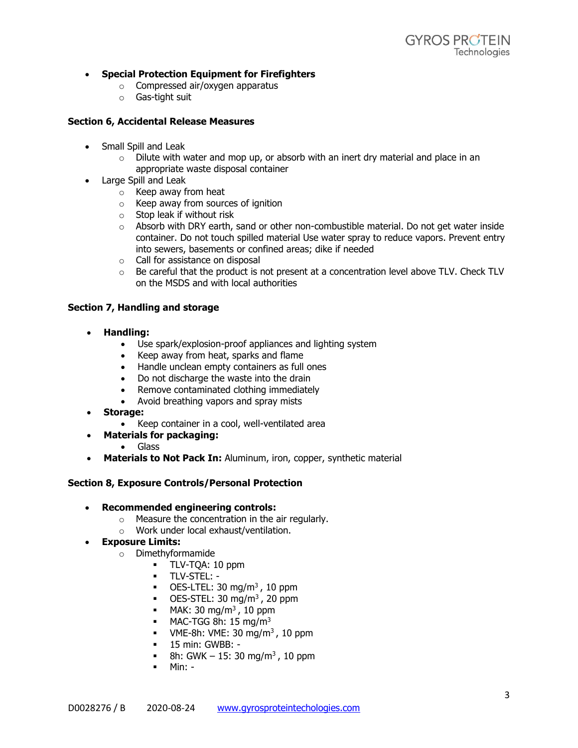- **Special Protection Equipment for Firefighters**
  - Compressed air/oxygen apparatus
  - Gas-tight suit

**Section 6, Accidental Release Measures**

- Small Spill and Leak
  - Dilute with water and mop up, or absorb with an inert dry material and place in an appropriate waste disposal container
- Large Spill and Leak
  - Keep away from heat
  - Keep away from sources of ignition
  - Stop leak if without risk
  - Absorb with DRY earth, sand or other non-combustible material. Do not get water inside container. Do not touch spilled material Use water spray to reduce vapors. Prevent entry into sewers, basements or confined areas; dike if needed
  - Call for assistance on disposal
  - Be careful that the product is not present at a concentration level above TLV. Check TLV on the MSDS and with local authorities

**Section 7, Handling and storage**

- **Handling:**
  - Use spark/explosion-proof appliances and lighting system
  - Keep away from heat, sparks and flame
  - Handle unclean empty containers as full ones
  - Do not discharge the waste into the drain
  - Remove contaminated clothing immediately
  - Avoid breathing vapors and spray mists
- **Storage:**
  - Keep container in a cool, well-ventilated area
- **Materials for packaging:**
  - Glass
- **Materials to Not Pack In:** Aluminum, iron, copper, synthetic material

**Section 8, Exposure Controls/Personal Protection**

- **Recommended engineering controls:**
  - Measure the concentration in the air regularly.
  - Work under local exhaust/ventilation.
- **Exposure Limits:**
  - Dimethyformamide
    - TLV-TQA: 10 ppm
    - TLV-STEL: -
    - OES-LTEL: 30 mg/m$^3$ , 10 ppm
    - OES-STEL: 30 mg/m$^3$ , 20 ppm
    - MAK: 30 mg/m$^3$ , 10 ppm
    - MAC-TGG 8h: 15 mg/m$^3$
    - VME-8h: VME: 30 mg/m$^3$ , 10 ppm
    - 15 min: GWBB: -
    - 8h: GWK – 15: 30 mg/m$^3$ , 10 ppm
    - Min: -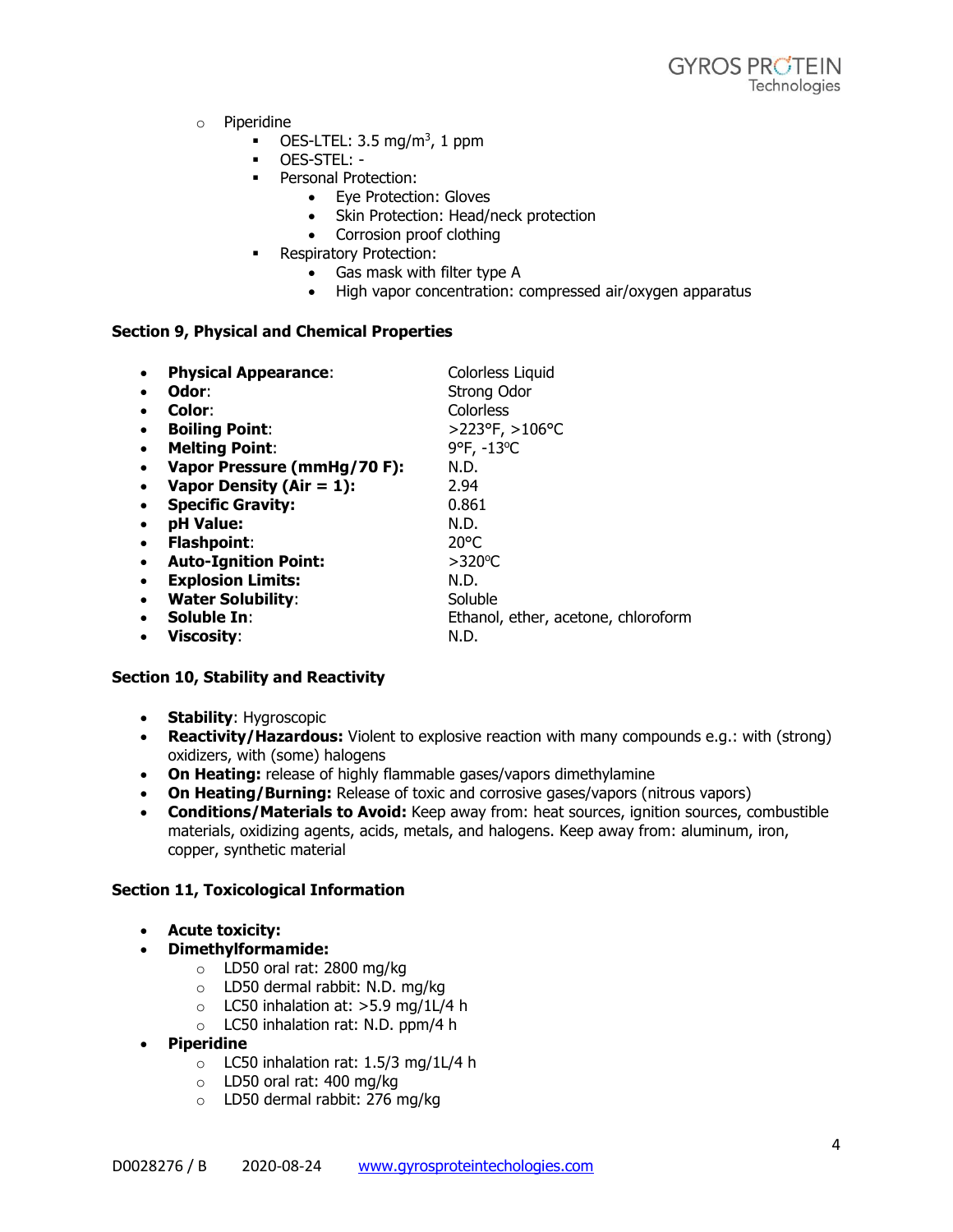- Piperidine
  - OES-LTEL: 3.5 mg/m$^3$, 1 ppm
  - OES-STEL: -
  - Personal Protection:
    - Eye Protection: Gloves
    - Skin Protection: Head/neck protection
    - Corrosion proof clothing
  - Respiratory Protection:
    - Gas mask with filter type A
    - High vapor concentration: compressed air/oxygen apparatus

**Section 9, Physical and Chemical Properties**

- **Physical Appearance**: Colorless Liquid
- **Odor**: Strong Odor
- **Color**: Colorless
- **Boiling Point**: >223°F, >106°C
- **Melting Point**: 9°F, -13°C
- **Vapor Pressure (mmHg/70 F):** N.D.
- **Vapor Density (Air = 1):** 2.94
- **Specific Gravity:** 0.861
- **pH Value:** N.D.
- **Flashpoint**: 20°C
- **Auto-Ignition Point:** >320°C
- **Explosion Limits:** N.D.
- **Water Solubility**: Soluble
- **Soluble In**: Ethanol, ether, acetone, chloroform
- **Viscosity**: N.D.

**Section 10, Stability and Reactivity**

- **Stability**: Hygroscopic
- **Reactivity/Hazardous:** Violent to explosive reaction with many compounds e.g.: with (strong) oxidizers, with (some) halogens
- **On Heating:** release of highly flammable gases/vapors dimethylamine
- **On Heating/Burning:** Release of toxic and corrosive gases/vapors (nitrous vapors)
- **Conditions/Materials to Avoid:** Keep away from: heat sources, ignition sources, combustible materials, oxidizing agents, acids, metals, and halogens. Keep away from: aluminum, iron, copper, synthetic material

**Section 11, Toxicological Information**

- **Acute toxicity:**
- **Dimethylformamide:**
  - LD50 oral rat: 2800 mg/kg
  - LD50 dermal rabbit: N.D. mg/kg
  - LC50 inhalation at: >5.9 mg/1L/4 h
  - LC50 inhalation rat: N.D. ppm/4 h
- **Piperidine**
  - LC50 inhalation rat: 1.5/3 mg/1L/4 h
  - LD50 oral rat: 400 mg/kg
  - LD50 dermal rabbit: 276 mg/kg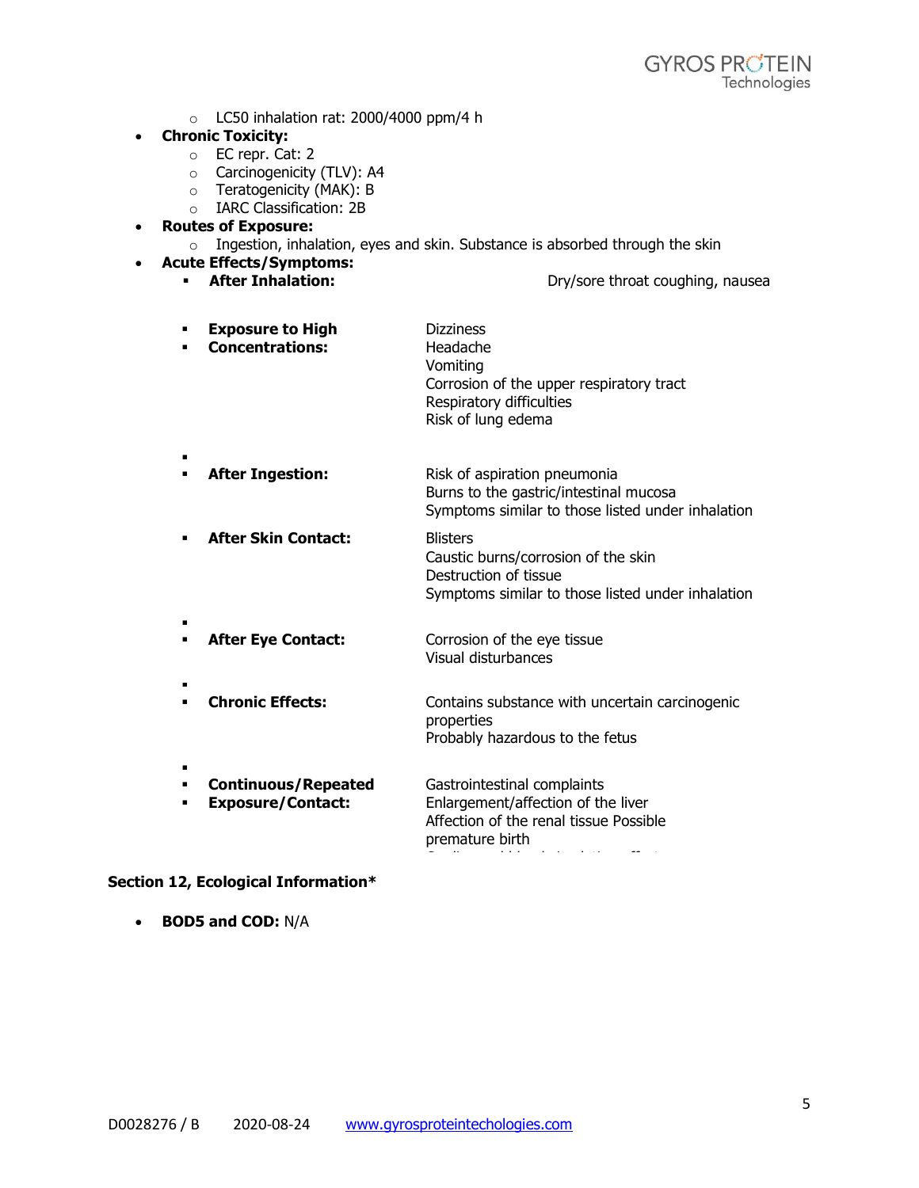- LC50 inhalation rat: 2000/4000 ppm/4 h

- **Chronic Toxicity:**
  - EC repr. Cat: 2
  - Carcinogenicity (TLV): A4
  - Teratogenicity (MAK): B
  - IARC Classification: 2B
- **Routes of Exposure:**
  - Ingestion, inhalation, eyes and skin. Substance is absorbed through the skin
- **Acute Effects/Symptoms:**
  - **After Inhalation:** Dry/sore throat coughing, nausea
  - **Exposure to High Concentrations:** Dizziness  
    Headache  
    Vomiting  
    Corrosion of the upper respiratory tract  
    Respiratory difficulties  
    Risk of lung edema
  - **After Ingestion:** Risk of aspiration pneumonia  
    Burns to the gastric/intestinal mucosa  
    Symptoms similar to those listed under inhalation
  - **After Skin Contact:** Blisters  
    Caustic burns/corrosion of the skin  
    Destruction of tissue  
    Symptoms similar to those listed under inhalation
  - **After Eye Contact:** Corrosion of the eye tissue  
    Visual disturbances
  - **Chronic Effects:** Contains substance with uncertain carcinogenic properties  
    Probably hazardous to the fetus
  - **Continuous/Repeated Exposure/Contact:** Gastrointestinal complaints  
    Enlargement/affection of the liver  
    Affection of the renal tissue Possible premature birth

### Section 12, Ecological Information*

- **BOD5 and COD:** N/A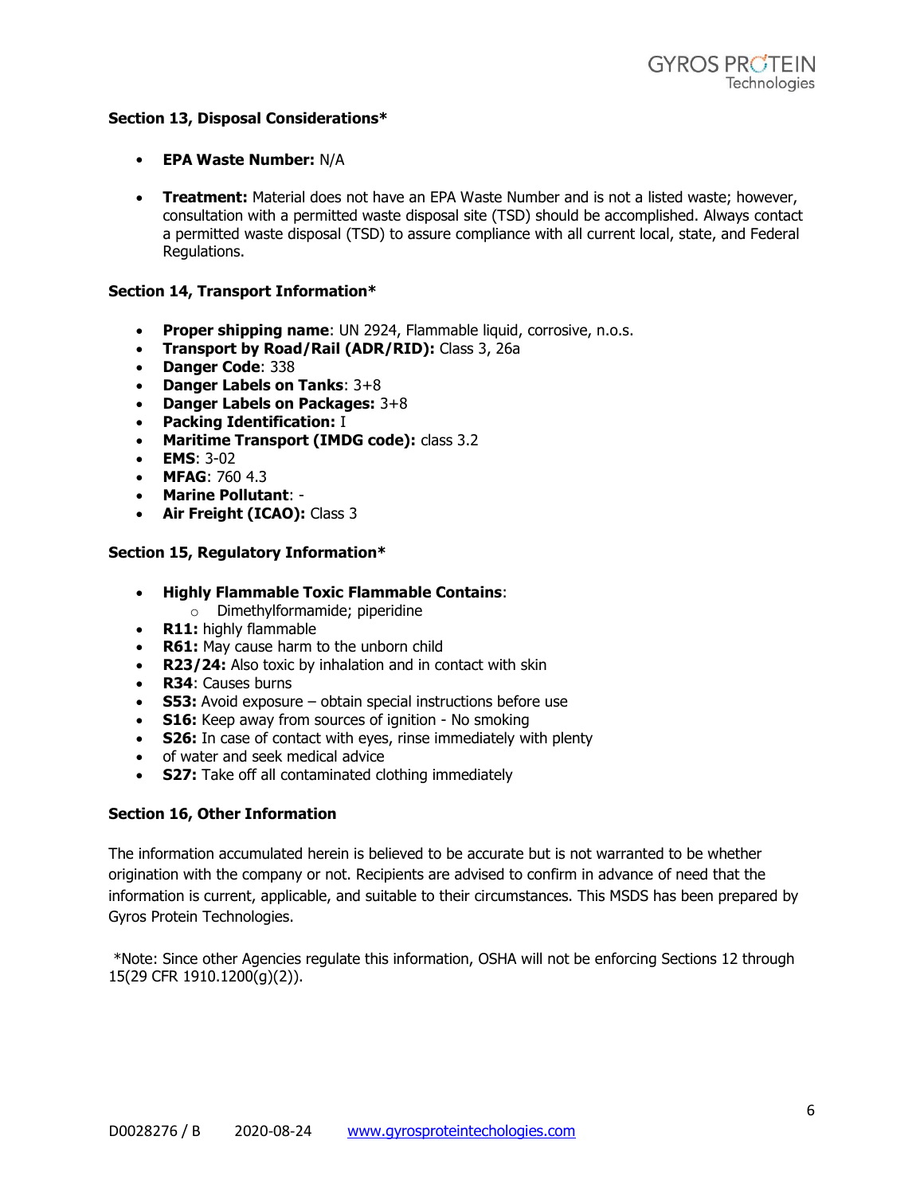**Section 13, Disposal Considerations***

- **EPA Waste Number:** N/A
- **Treatment:** Material does not have an EPA Waste Number and is not a listed waste; however, consultation with a permitted waste disposal site (TSD) should be accomplished. Always contact a permitted waste disposal (TSD) to assure compliance with all current local, state, and Federal Regulations.

**Section 14, Transport Information***

- **Proper shipping name**: UN 2924, Flammable liquid, corrosive, n.o.s.
- **Transport by Road/Rail (ADR/RID):** Class 3, 26a
- **Danger Code**: 338
- **Danger Labels on Tanks**: 3+8
- **Danger Labels on Packages:** 3+8
- **Packing Identification:** I
- **Maritime Transport (IMDG code):** class 3.2
- **EMS**: 3-02
- **MFAG**: 760 4.3
- **Marine Pollutant**: -
- **Air Freight (ICAO):** Class 3

**Section 15, Regulatory Information***

- **Highly Flammable Toxic Flammable Contains**:
  - Dimethylformamide; piperidine
- **R11:** highly flammable
- **R61:** May cause harm to the unborn child
- **R23/24:** Also toxic by inhalation and in contact with skin
- **R34**: Causes burns
- **S53:** Avoid exposure – obtain special instructions before use
- **S16:** Keep away from sources of ignition - No smoking
- **S26:** In case of contact with eyes, rinse immediately with plenty
- of water and seek medical advice
- **S27:** Take off all contaminated clothing immediately

**Section 16, Other Information**

The information accumulated herein is believed to be accurate but is not warranted to be whether origination with the company or not. Recipients are advised to confirm in advance of need that the information is current, applicable, and suitable to their circumstances. This MSDS has been prepared by Gyros Protein Technologies.

*Note: Since other Agencies regulate this information, OSHA will not be enforcing Sections 12 through 15(29 CFR 1910.1200(g)(2)).